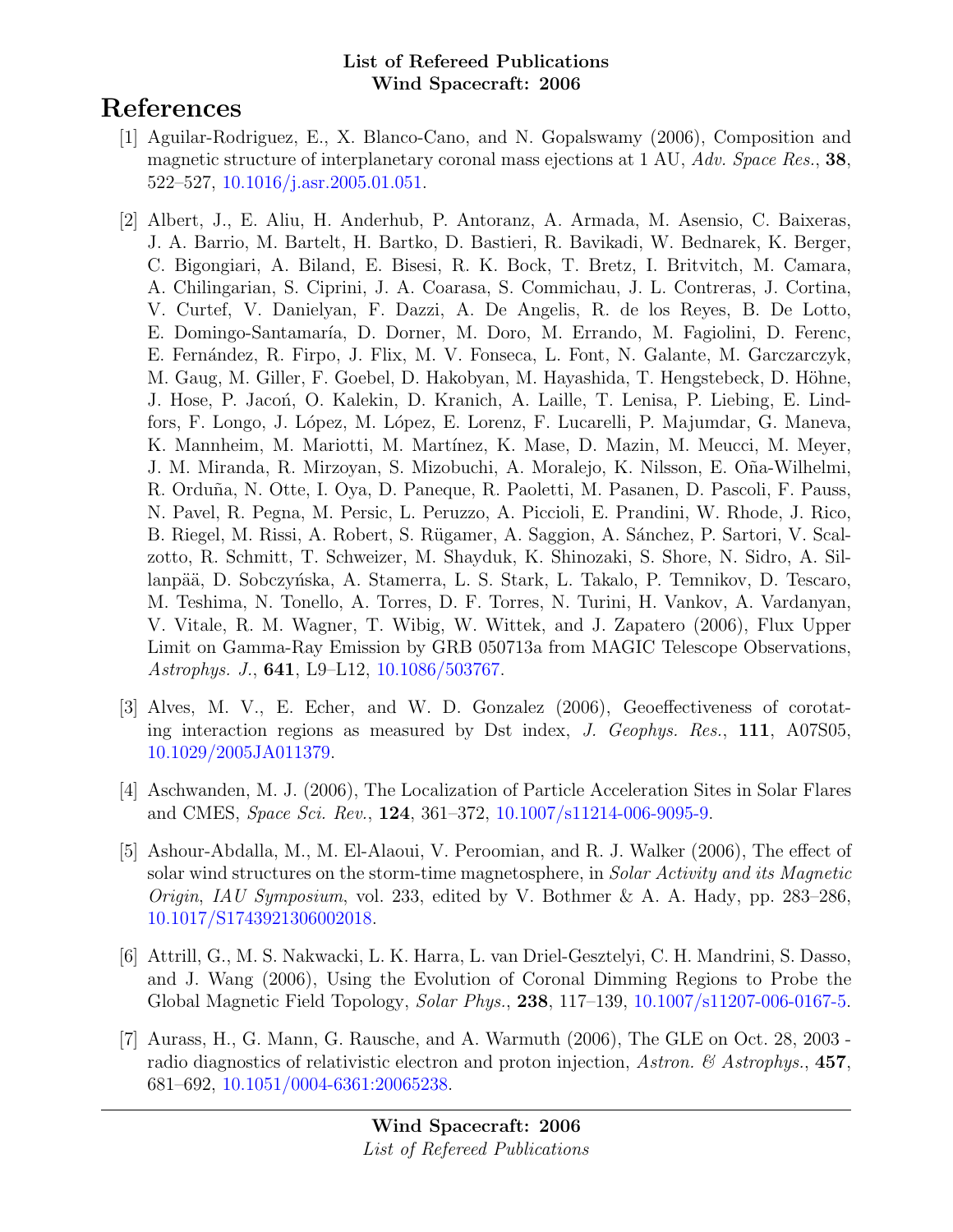**List of Refereed Publications**
**Wind Spacecraft: 2006**

# References

[1] Aguilar-Rodriguez, E., X. Blanco-Cano, and N. Gopalswamy (2006), Composition and magnetic structure of interplanetary coronal mass ejections at 1 AU, *Adv. Space Res.*, **38**, 522–527, 10.1016/j.asr.2005.01.051.

[2] Albert, J., E. Aliu, H. Anderhub, P. Antoranz, A. Armada, M. Asensio, C. Baixeras, J. A. Barrio, M. Bartelt, H. Bartko, D. Bastieri, R. Bavikadi, W. Bednarek, K. Berger, C. Bigongiari, A. Biland, E. Bisesi, R. K. Bock, T. Bretz, I. Britvitch, M. Camara, A. Chilingarian, S. Ciprini, J. A. Coarasa, S. Commichau, J. L. Contreras, J. Cortina, V. Curtef, V. Danielyan, F. Dazzi, A. De Angelis, R. de los Reyes, B. De Lotto, E. Domingo-Santamaría, D. Dorner, M. Doro, M. Errando, M. Fagiolini, D. Ferenc, E. Fernández, R. Firpo, J. Flix, M. V. Fonseca, L. Font, N. Galante, M. Garczarczyk, M. Gaug, M. Giller, F. Goebel, D. Hakobyan, M. Hayashida, T. Hengstebeck, D. Höhne, J. Hose, P. Jacoń, O. Kalekin, D. Kranich, A. Laille, T. Lenisa, P. Liebing, E. Lindfors, F. Longo, J. López, M. López, E. Lorenz, F. Lucarelli, P. Majumdar, G. Maneva, K. Mannheim, M. Mariotti, M. Martínez, K. Mase, D. Mazin, M. Meucci, M. Meyer, J. M. Miranda, R. Mirzoyan, S. Mizobuchi, A. Moralejo, K. Nilsson, E. Oña-Wilhelmi, R. Orduña, N. Otte, I. Oya, D. Paneque, R. Paoletti, M. Pasanen, D. Pascoli, F. Pauss, N. Pavel, R. Pegna, M. Persic, L. Peruzzo, A. Piccioli, E. Prandini, W. Rhode, J. Rico, B. Riegel, M. Rissi, A. Robert, S. Rügamer, A. Saggion, A. Sánchez, P. Sartori, V. Scalzotto, R. Schmitt, T. Schweizer, M. Shayduk, K. Shinozaki, S. Shore, N. Sidro, A. Sillanpää, D. Sobczyńska, A. Stamerra, L. S. Stark, L. Takalo, P. Temnikov, D. Tescaro, M. Teshima, N. Tonello, A. Torres, D. F. Torres, N. Turini, H. Vankov, A. Vardanyan, V. Vitale, R. M. Wagner, T. Wibig, W. Wittek, and J. Zapatero (2006), Flux Upper Limit on Gamma-Ray Emission by GRB 050713a from MAGIC Telescope Observations, *Astrophys. J.*, **641**, L9–L12, 10.1086/503767.

[3] Alves, M. V., E. Echer, and W. D. Gonzalez (2006), Geoeffectiveness of corotating interaction regions as measured by Dst index, *J. Geophys. Res.*, **111**, A07S05, 10.1029/2005JA011379.

[4] Aschwanden, M. J. (2006), The Localization of Particle Acceleration Sites in Solar Flares and CMES, *Space Sci. Rev.*, **124**, 361–372, 10.1007/s11214-006-9095-9.

[5] Ashour-Abdalla, M., M. El-Alaoui, V. Peroomian, and R. J. Walker (2006), The effect of solar wind structures on the storm-time magnetosphere, in *Solar Activity and its Magnetic Origin*, *IAU Symposium*, vol. 233, edited by V. Bothmer & A. A. Hady, pp. 283–286, 10.1017/S1743921306002018.

[6] Attrill, G., M. S. Nakwacki, L. K. Harra, L. van Driel-Gesztelyi, C. H. Mandrini, S. Dasso, and J. Wang (2006), Using the Evolution of Coronal Dimming Regions to Probe the Global Magnetic Field Topology, *Solar Phys.*, **238**, 117–139, 10.1007/s11207-006-0167-5.

[7] Aurass, H., G. Mann, G. Rausche, and A. Warmuth (2006), The GLE on Oct. 28, 2003 - radio diagnostics of relativistic electron and proton injection, *Astron. & Astrophys.*, **457**, 681–692, 10.1051/0004-6361:20065238.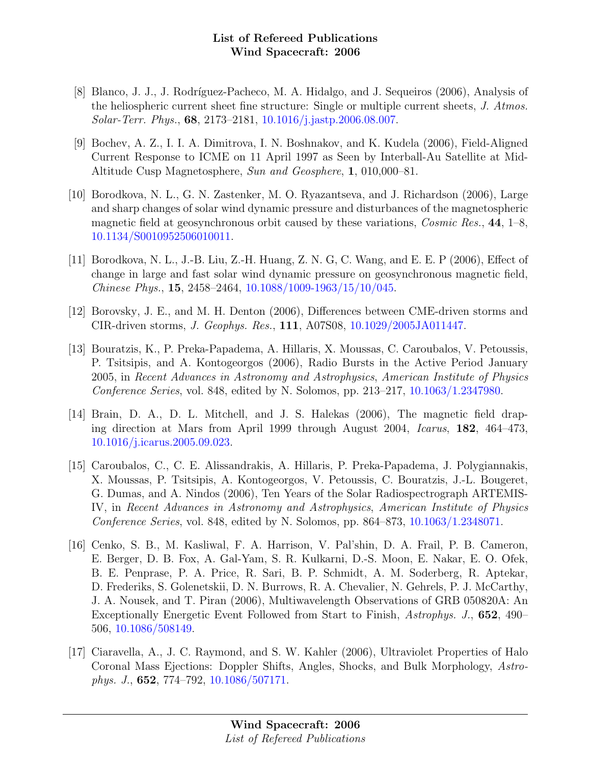[8] Blanco, J. J., J. Rodríguez-Pacheco, M. A. Hidalgo, and J. Sequeiros (2006), Analysis of the heliospheric current sheet fine structure: Single or multiple current sheets, *J. Atmos. Solar-Terr. Phys.*, **68**, 2173–2181, 10.1016/j.jastp.2006.08.007.

[9] Bochev, A. Z., I. I. A. Dimitrova, I. N. Boshnakov, and K. Kudela (2006), Field-Aligned Current Response to ICME on 11 April 1997 as Seen by Interball-Au Satellite at Mid-Altitude Cusp Magnetosphere, *Sun and Geosphere*, **1**, 010,000–81.

[10] Borodkova, N. L., G. N. Zastenker, M. O. Ryazantseva, and J. Richardson (2006), Large and sharp changes of solar wind dynamic pressure and disturbances of the magnetospheric magnetic field at geosynchronous orbit caused by these variations, *Cosmic Res.*, **44**, 1–8, 10.1134/S0010952506010011.

[11] Borodkova, N. L., J.-B. Liu, Z.-H. Huang, Z. N. G, C. Wang, and E. E. P (2006), Effect of change in large and fast solar wind dynamic pressure on geosynchronous magnetic field, *Chinese Phys.*, **15**, 2458–2464, 10.1088/1009-1963/15/10/045.

[12] Borovsky, J. E., and M. H. Denton (2006), Differences between CME-driven storms and CIR-driven storms, *J. Geophys. Res.*, **111**, A07S08, 10.1029/2005JA011447.

[13] Bouratzis, K., P. Preka-Papadema, A. Hillaris, X. Moussas, C. Caroubalos, V. Petoussis, P. Tsitsipis, and A. Kontogeorgos (2006), Radio Bursts in the Active Period January 2005, in *Recent Advances in Astronomy and Astrophysics*, *American Institute of Physics Conference Series*, vol. 848, edited by N. Solomos, pp. 213–217, 10.1063/1.2347980.

[14] Brain, D. A., D. L. Mitchell, and J. S. Halekas (2006), The magnetic field draping direction at Mars from April 1999 through August 2004, *Icarus*, **182**, 464–473, 10.1016/j.icarus.2005.09.023.

[15] Caroubalos, C., C. E. Alissandrakis, A. Hillaris, P. Preka-Papadema, J. Polygiannakis, X. Moussas, P. Tsitsipis, A. Kontogeorgos, V. Petoussis, C. Bouratzis, J.-L. Bougeret, G. Dumas, and A. Nindos (2006), Ten Years of the Solar Radiospectrograph ARTEMIS-IV, in *Recent Advances in Astronomy and Astrophysics*, *American Institute of Physics Conference Series*, vol. 848, edited by N. Solomos, pp. 864–873, 10.1063/1.2348071.

[16] Cenko, S. B., M. Kasliwal, F. A. Harrison, V. Pal'shin, D. A. Frail, P. B. Cameron, E. Berger, D. B. Fox, A. Gal-Yam, S. R. Kulkarni, D.-S. Moon, E. Nakar, E. O. Ofek, B. E. Penprase, P. A. Price, R. Sari, B. P. Schmidt, A. M. Soderberg, R. Aptekar, D. Frederiks, S. Golenetskii, D. N. Burrows, R. A. Chevalier, N. Gehrels, P. J. McCarthy, J. A. Nousek, and T. Piran (2006), Multiwavelength Observations of GRB 050820A: An Exceptionally Energetic Event Followed from Start to Finish, *Astrophys. J.*, **652**, 490–506, 10.1086/508149.

[17] Ciaravella, A., J. C. Raymond, and S. W. Kahler (2006), Ultraviolet Properties of Halo Coronal Mass Ejections: Doppler Shifts, Angles, Shocks, and Bulk Morphology, *Astrophys. J.*, **652**, 774–792, 10.1086/507171.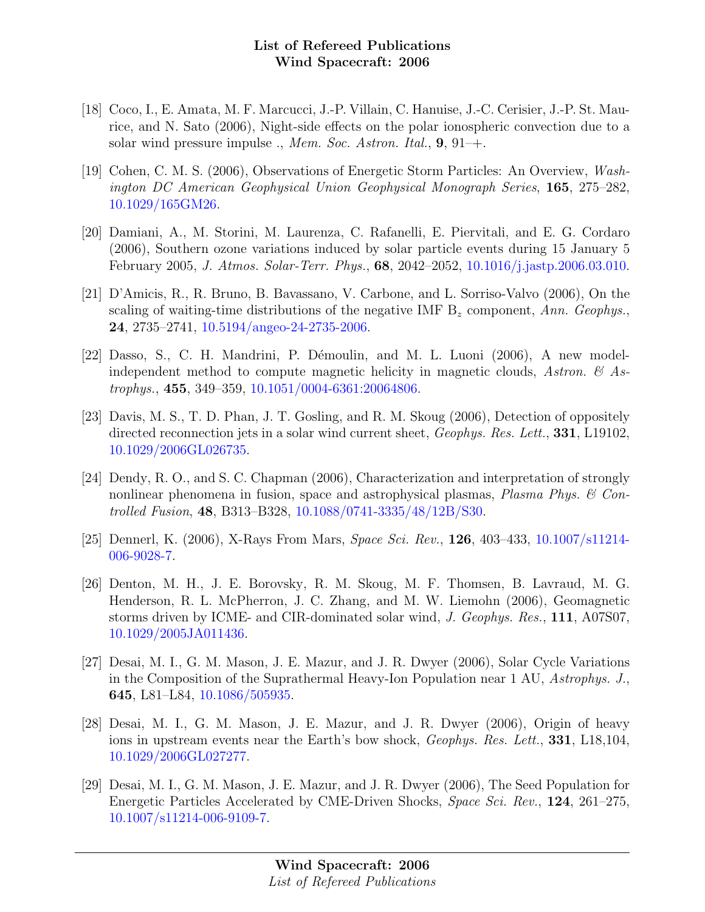[18] Coco, I., E. Amata, M. F. Marcucci, J.-P. Villain, C. Hanuise, J.-C. Cerisier, J.-P. St. Maurice, and N. Sato (2006), Night-side effects on the polar ionospheric convection due to a solar wind pressure impulse ., *Mem. Soc. Astron. Ital.*, **9**, 91–+.

[19] Cohen, C. M. S. (2006), Observations of Energetic Storm Particles: An Overview, *Washington DC American Geophysical Union Geophysical Monograph Series*, **165**, 275–282, 10.1029/165GM26.

[20] Damiani, A., M. Storini, M. Laurenza, C. Rafanelli, E. Piervitali, and E. G. Cordaro (2006), Southern ozone variations induced by solar particle events during 15 January 5 February 2005, *J. Atmos. Solar-Terr. Phys.*, **68**, 2042–2052, 10.1016/j.jastp.2006.03.010.

[21] D'Amicis, R., R. Bruno, B. Bavassano, V. Carbone, and L. Sorriso-Valvo (2006), On the scaling of waiting-time distributions of the negative IMF $B_z$ component, *Ann. Geophys.*, **24**, 2735–2741, 10.5194/angeo-24-2735-2006.

[22] Dasso, S., C. H. Mandrini, P. Démoulin, and M. L. Luoni (2006), A new model-independent method to compute magnetic helicity in magnetic clouds, *Astron. & Astrophys.*, **455**, 349–359, 10.1051/0004-6361:20064806.

[23] Davis, M. S., T. D. Phan, J. T. Gosling, and R. M. Skoug (2006), Detection of oppositely directed reconnection jets in a solar wind current sheet, *Geophys. Res. Lett.*, **331**, L19102, 10.1029/2006GL026735.

[24] Dendy, R. O., and S. C. Chapman (2006), Characterization and interpretation of strongly nonlinear phenomena in fusion, space and astrophysical plasmas, *Plasma Phys. & Controlled Fusion*, **48**, B313–B328, 10.1088/0741-3335/48/12B/S30.

[25] Dennerl, K. (2006), X-Rays From Mars, *Space Sci. Rev.*, **126**, 403–433, 10.1007/s11214-006-9028-7.

[26] Denton, M. H., J. E. Borovsky, R. M. Skoug, M. F. Thomsen, B. Lavraud, M. G. Henderson, R. L. McPherron, J. C. Zhang, and M. W. Liemohn (2006), Geomagnetic storms driven by ICME- and CIR-dominated solar wind, *J. Geophys. Res.*, **111**, A07S07, 10.1029/2005JA011436.

[27] Desai, M. I., G. M. Mason, J. E. Mazur, and J. R. Dwyer (2006), Solar Cycle Variations in the Composition of the Suprathermal Heavy-Ion Population near 1 AU, *Astrophys. J.*, **645**, L81–L84, 10.1086/505935.

[28] Desai, M. I., G. M. Mason, J. E. Mazur, and J. R. Dwyer (2006), Origin of heavy ions in upstream events near the Earth's bow shock, *Geophys. Res. Lett.*, **331**, L18,104, 10.1029/2006GL027277.

[29] Desai, M. I., G. M. Mason, J. E. Mazur, and J. R. Dwyer (2006), The Seed Population for Energetic Particles Accelerated by CME-Driven Shocks, *Space Sci. Rev.*, **124**, 261–275, 10.1007/s11214-006-9109-7.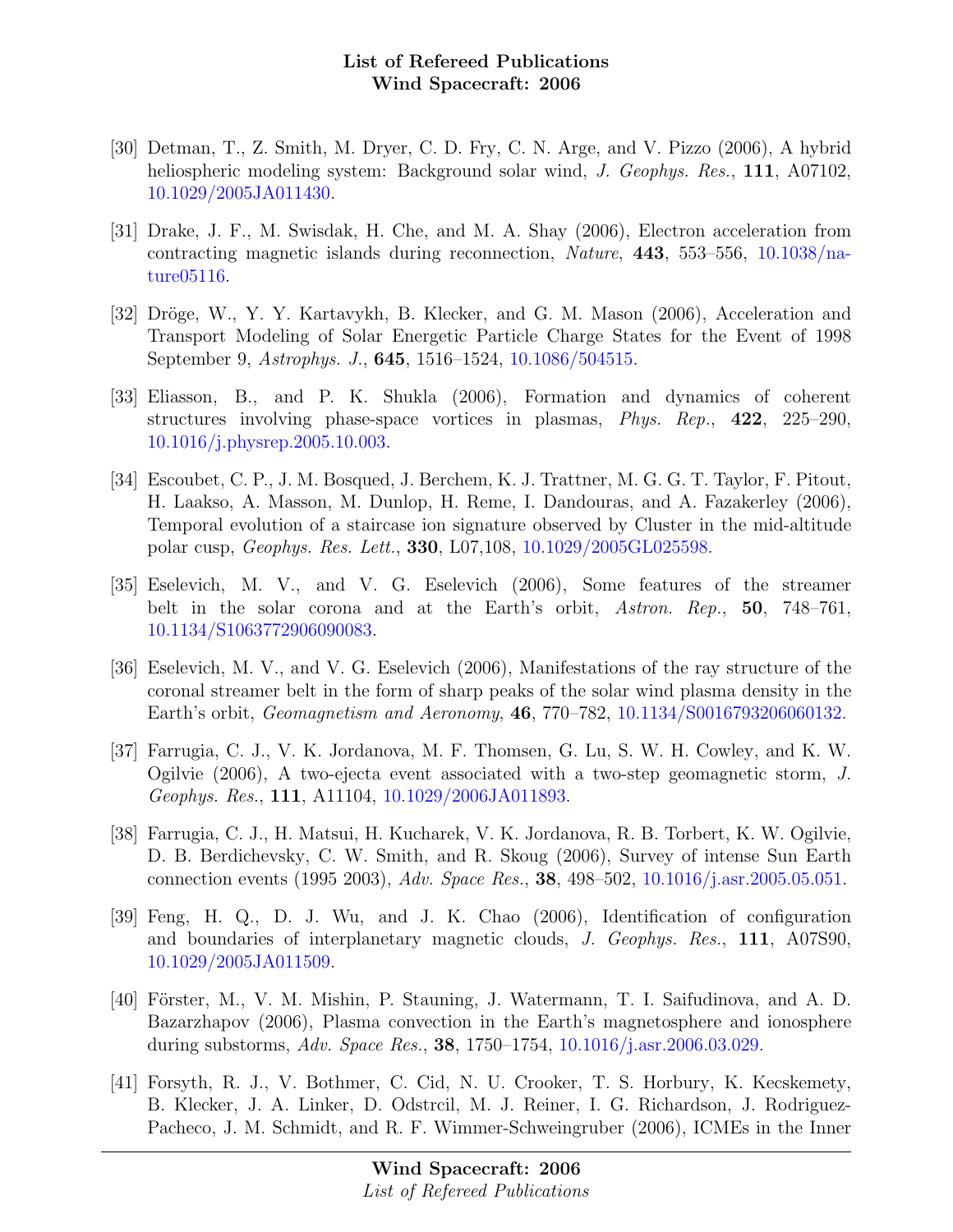[30] Detman, T., Z. Smith, M. Dryer, C. D. Fry, C. N. Arge, and V. Pizzo (2006), A hybrid heliospheric modeling system: Background solar wind, *J. Geophys. Res.*, **111**, A07102, 10.1029/2005JA011430.

[31] Drake, J. F., M. Swisdak, H. Che, and M. A. Shay (2006), Electron acceleration from contracting magnetic islands during reconnection, *Nature*, **443**, 553–556, 10.1038/nature05116.

[32] Dröge, W., Y. Y. Kartavykh, B. Klecker, and G. M. Mason (2006), Acceleration and Transport Modeling of Solar Energetic Particle Charge States for the Event of 1998 September 9, *Astrophys. J.*, **645**, 1516–1524, 10.1086/504515.

[33] Eliasson, B., and P. K. Shukla (2006), Formation and dynamics of coherent structures involving phase-space vortices in plasmas, *Phys. Rep.*, **422**, 225–290, 10.1016/j.physrep.2005.10.003.

[34] Escoubet, C. P., J. M. Bosqued, J. Berchem, K. J. Trattner, M. G. G. T. Taylor, F. Pitout, H. Laakso, A. Masson, M. Dunlop, H. Reme, I. Dandouras, and A. Fazakerley (2006), Temporal evolution of a staircase ion signature observed by Cluster in the mid-altitude polar cusp, *Geophys. Res. Lett.*, **330**, L07,108, 10.1029/2005GL025598.

[35] Eselevich, M. V., and V. G. Eselevich (2006), Some features of the streamer belt in the solar corona and at the Earth's orbit, *Astron. Rep.*, **50**, 748–761, 10.1134/S1063772906090083.

[36] Eselevich, M. V., and V. G. Eselevich (2006), Manifestations of the ray structure of the coronal streamer belt in the form of sharp peaks of the solar wind plasma density in the Earth's orbit, *Geomagnetism and Aeronomy*, **46**, 770–782, 10.1134/S0016793206060132.

[37] Farrugia, C. J., V. K. Jordanova, M. F. Thomsen, G. Lu, S. W. H. Cowley, and K. W. Ogilvie (2006), A two-ejecta event associated with a two-step geomagnetic storm, *J. Geophys. Res.*, **111**, A11104, 10.1029/2006JA011893.

[38] Farrugia, C. J., H. Matsui, H. Kucharek, V. K. Jordanova, R. B. Torbert, K. W. Ogilvie, D. B. Berdichevsky, C. W. Smith, and R. Skoug (2006), Survey of intense Sun Earth connection events (1995 2003), *Adv. Space Res.*, **38**, 498–502, 10.1016/j.asr.2005.05.051.

[39] Feng, H. Q., D. J. Wu, and J. K. Chao (2006), Identification of configuration and boundaries of interplanetary magnetic clouds, *J. Geophys. Res.*, **111**, A07S90, 10.1029/2005JA011509.

[40] Förster, M., V. M. Mishin, P. Stauning, J. Watermann, T. I. Saifudinova, and A. D. Bazarzhapov (2006), Plasma convection in the Earth's magnetosphere and ionosphere during substorms, *Adv. Space Res.*, **38**, 1750–1754, 10.1016/j.asr.2006.03.029.

[41] Forsyth, R. J., V. Bothmer, C. Cid, N. U. Crooker, T. S. Horbury, K. Kecskemety, B. Klecker, J. A. Linker, D. Odstrcil, M. J. Reiner, I. G. Richardson, J. Rodriguez-Pacheco, J. M. Schmidt, and R. F. Wimmer-Schweingruber (2006), ICMEs in the Inner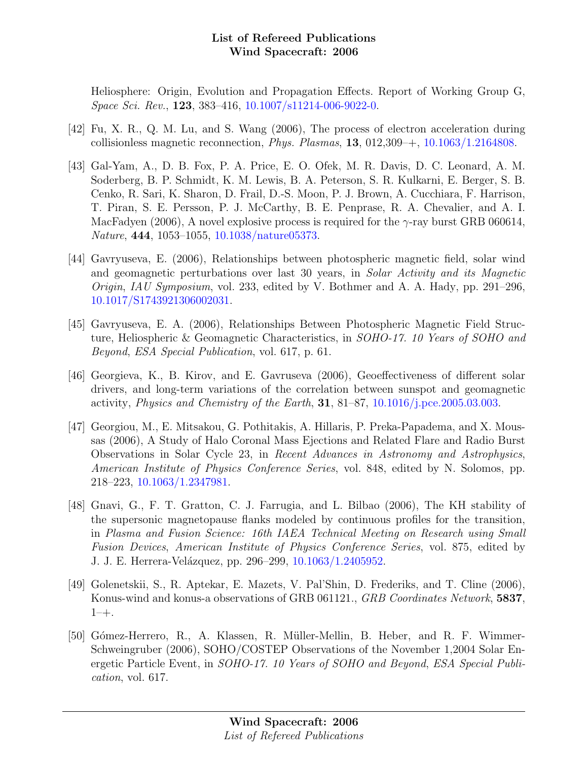Heliosphere: Origin, Evolution and Propagation Effects. Report of Working Group G, *Space Sci. Rev.*, **123**, 383–416, 10.1007/s11214-006-9022-0.

[42] Fu, X. R., Q. M. Lu, and S. Wang (2006), The process of electron acceleration during collisionless magnetic reconnection, *Phys. Plasmas*, **13**, 012,309–+, 10.1063/1.2164808.

[43] Gal-Yam, A., D. B. Fox, P. A. Price, E. O. Ofek, M. R. Davis, D. C. Leonard, A. M. Soderberg, B. P. Schmidt, K. M. Lewis, B. A. Peterson, S. R. Kulkarni, E. Berger, S. B. Cenko, R. Sari, K. Sharon, D. Frail, D.-S. Moon, P. J. Brown, A. Cucchiara, F. Harrison, T. Piran, S. E. Persson, P. J. McCarthy, B. E. Penprase, R. A. Chevalier, and A. I. MacFadyen (2006), A novel explosive process is required for the $\gamma$-ray burst GRB 060614, *Nature*, **444**, 1053–1055, 10.1038/nature05373.

[44] Gavryuseva, E. (2006), Relationships between photospheric magnetic field, solar wind and geomagnetic perturbations over last 30 years, in *Solar Activity and its Magnetic Origin*, *IAU Symposium*, vol. 233, edited by V. Bothmer and A. A. Hady, pp. 291–296, 10.1017/S1743921306002031.

[45] Gavryuseva, E. A. (2006), Relationships Between Photospheric Magnetic Field Structure, Heliospheric & Geomagnetic Characteristics, in *SOHO-17. 10 Years of SOHO and Beyond*, *ESA Special Publication*, vol. 617, p. 61.

[46] Georgieva, K., B. Kirov, and E. Gavruseva (2006), Geoeffectiveness of different solar drivers, and long-term variations of the correlation between sunspot and geomagnetic activity, *Physics and Chemistry of the Earth*, **31**, 81–87, 10.1016/j.pce.2005.03.003.

[47] Georgiou, M., E. Mitsakou, G. Pothitakis, A. Hillaris, P. Preka-Papadema, and X. Moussas (2006), A Study of Halo Coronal Mass Ejections and Related Flare and Radio Burst Observations in Solar Cycle 23, in *Recent Advances in Astronomy and Astrophysics*, *American Institute of Physics Conference Series*, vol. 848, edited by N. Solomos, pp. 218–223, 10.1063/1.2347981.

[48] Gnavi, G., F. T. Gratton, C. J. Farrugia, and L. Bilbao (2006), The KH stability of the supersonic magnetopause flanks modeled by continuous profiles for the transition, in *Plasma and Fusion Science: 16th IAEA Technical Meeting on Research using Small Fusion Devices*, *American Institute of Physics Conference Series*, vol. 875, edited by J. J. E. Herrera-Velázquez, pp. 296–299, 10.1063/1.2405952.

[49] Golenetskii, S., R. Aptekar, E. Mazets, V. Pal'Shin, D. Frederiks, and T. Cline (2006), Konus-wind and konus-a observations of GRB 061121., *GRB Coordinates Network*, **5837**, 1–+.

[50] Gómez-Herrero, R., A. Klassen, R. Müller-Mellin, B. Heber, and R. F. Wimmer-Schweingruber (2006), SOHO/COSTEP Observations of the November 1,2004 Solar Energetic Particle Event, in *SOHO-17. 10 Years of SOHO and Beyond*, *ESA Special Publication*, vol. 617.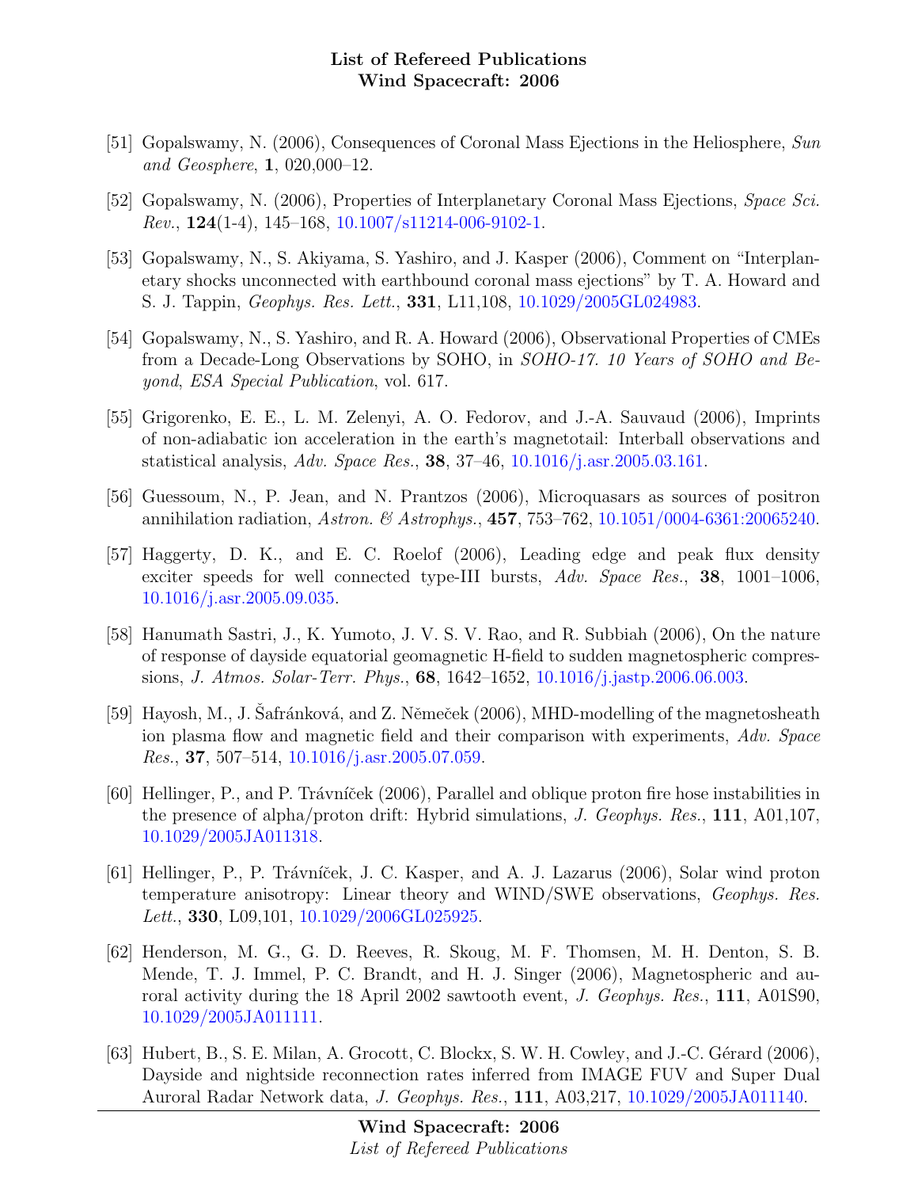[51] Gopalswamy, N. (2006), Consequences of Coronal Mass Ejections in the Heliosphere, *Sun and Geosphere*, **1**, 020,000–12.

[52] Gopalswamy, N. (2006), Properties of Interplanetary Coronal Mass Ejections, *Space Sci. Rev.*, **124**(1-4), 145–168, 10.1007/s11214-006-9102-1.

[53] Gopalswamy, N., S. Akiyama, S. Yashiro, and J. Kasper (2006), Comment on "Interplanetary shocks unconnected with earthbound coronal mass ejections" by T. A. Howard and S. J. Tappin, *Geophys. Res. Lett.*, **331**, L11,108, 10.1029/2005GL024983.

[54] Gopalswamy, N., S. Yashiro, and R. A. Howard (2006), Observational Properties of CMEs from a Decade-Long Observations by SOHO, in *SOHO-17. 10 Years of SOHO and Beyond, ESA Special Publication*, vol. 617.

[55] Grigorenko, E. E., L. M. Zelenyi, A. O. Fedorov, and J.-A. Sauvaud (2006), Imprints of non-adiabatic ion acceleration in the earth's magnetotail: Interball observations and statistical analysis, *Adv. Space Res.*, **38**, 37–46, 10.1016/j.asr.2005.03.161.

[56] Guessoum, N., P. Jean, and N. Prantzos (2006), Microquasars as sources of positron annihilation radiation, *Astron. & Astrophys.*, **457**, 753–762, 10.1051/0004-6361:20065240.

[57] Haggerty, D. K., and E. C. Roelof (2006), Leading edge and peak flux density exciter speeds for well connected type-III bursts, *Adv. Space Res.*, **38**, 1001–1006, 10.1016/j.asr.2005.09.035.

[58] Hanumath Sastri, J., K. Yumoto, J. V. S. V. Rao, and R. Subbiah (2006), On the nature of response of dayside equatorial geomagnetic H-field to sudden magnetospheric compressions, *J. Atmos. Solar-Terr. Phys.*, **68**, 1642–1652, 10.1016/j.jastp.2006.06.003.

[59] Hayosh, M., J. Šafránková, and Z. Němeček (2006), MHD-modelling of the magnetosheath ion plasma flow and magnetic field and their comparison with experiments, *Adv. Space Res.*, **37**, 507–514, 10.1016/j.asr.2005.07.059.

[60] Hellinger, P., and P. Trávníček (2006), Parallel and oblique proton fire hose instabilities in the presence of alpha/proton drift: Hybrid simulations, *J. Geophys. Res.*, **111**, A01,107, 10.1029/2005JA011318.

[61] Hellinger, P., P. Trávníček, J. C. Kasper, and A. J. Lazarus (2006), Solar wind proton temperature anisotropy: Linear theory and WIND/SWE observations, *Geophys. Res. Lett.*, **330**, L09,101, 10.1029/2006GL025925.

[62] Henderson, M. G., G. D. Reeves, R. Skoug, M. F. Thomsen, M. H. Denton, S. B. Mende, T. J. Immel, P. C. Brandt, and H. J. Singer (2006), Magnetospheric and auroral activity during the 18 April 2002 sawtooth event, *J. Geophys. Res.*, **111**, A01S90, 10.1029/2005JA011111.

[63] Hubert, B., S. E. Milan, A. Grocott, C. Blockx, S. W. H. Cowley, and J.-C. Gérard (2006), Dayside and nightside reconnection rates inferred from IMAGE FUV and Super Dual Auroral Radar Network data, *J. Geophys. Res.*, **111**, A03,217, 10.1029/2005JA011140.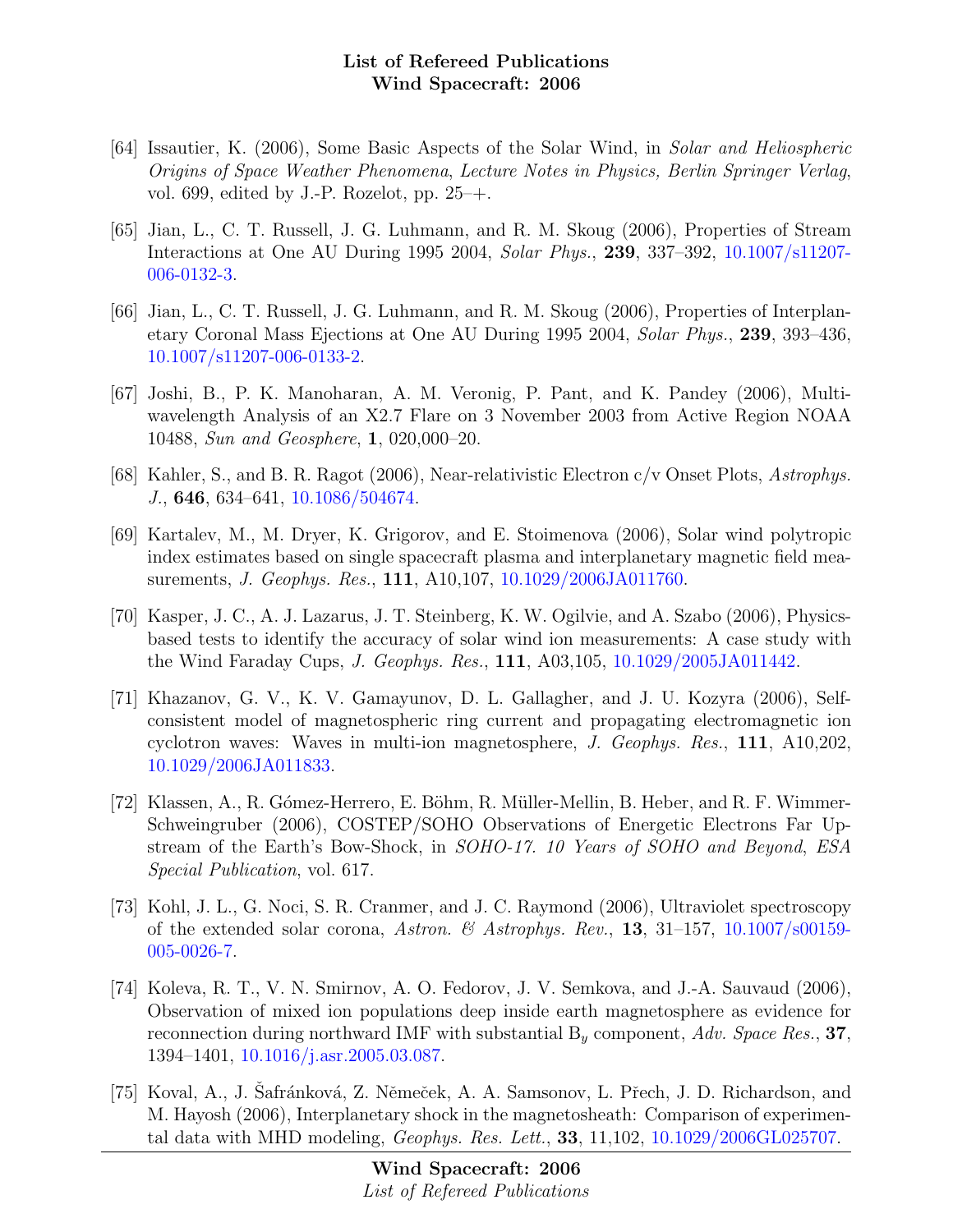[64] Issautier, K. (2006), Some Basic Aspects of the Solar Wind, in *Solar and Heliospheric Origins of Space Weather Phenomena*, *Lecture Notes in Physics, Berlin Springer Verlag*, vol. 699, edited by J.-P. Rozelot, pp. 25–+.

[65] Jian, L., C. T. Russell, J. G. Luhmann, and R. M. Skoug (2006), Properties of Stream Interactions at One AU During 1995 2004, *Solar Phys.*, **239**, 337–392, 10.1007/s11207-006-0132-3.

[66] Jian, L., C. T. Russell, J. G. Luhmann, and R. M. Skoug (2006), Properties of Interplanetary Coronal Mass Ejections at One AU During 1995 2004, *Solar Phys.*, **239**, 393–436, 10.1007/s11207-006-0133-2.

[67] Joshi, B., P. K. Manoharan, A. M. Veronig, P. Pant, and K. Pandey (2006), Multi-wavelength Analysis of an X2.7 Flare on 3 November 2003 from Active Region NOAA 10488, *Sun and Geosphere*, **1**, 020,000–20.

[68] Kahler, S., and B. R. Ragot (2006), Near-relativistic Electron c/v Onset Plots, *Astrophys. J.*, **646**, 634–641, 10.1086/504674.

[69] Kartalev, M., M. Dryer, K. Grigorov, and E. Stoimenova (2006), Solar wind polytropic index estimates based on single spacecraft plasma and interplanetary magnetic field measurements, *J. Geophys. Res.*, **111**, A10,107, 10.1029/2006JA011760.

[70] Kasper, J. C., A. J. Lazarus, J. T. Steinberg, K. W. Ogilvie, and A. Szabo (2006), Physics-based tests to identify the accuracy of solar wind ion measurements: A case study with the Wind Faraday Cups, *J. Geophys. Res.*, **111**, A03,105, 10.1029/2005JA011442.

[71] Khazanov, G. V., K. V. Gamayunov, D. L. Gallagher, and J. U. Kozyra (2006), Self-consistent model of magnetospheric ring current and propagating electromagnetic ion cyclotron waves: Waves in multi-ion magnetosphere, *J. Geophys. Res.*, **111**, A10,202, 10.1029/2006JA011833.

[72] Klassen, A., R. Gómez-Herrero, E. Böhm, R. Müller-Mellin, B. Heber, and R. F. Wimmer-Schweingruber (2006), COSTEP/SOHO Observations of Energetic Electrons Far Upstream of the Earth's Bow-Shock, in *SOHO-17. 10 Years of SOHO and Beyond*, *ESA Special Publication*, vol. 617.

[73] Kohl, J. L., G. Noci, S. R. Cranmer, and J. C. Raymond (2006), Ultraviolet spectroscopy of the extended solar corona, *Astron. & Astrophys. Rev.*, **13**, 31–157, 10.1007/s00159-005-0026-7.

[74] Koleva, R. T., V. N. Smirnov, A. O. Fedorov, J. V. Semkova, and J.-A. Sauvaud (2006), Observation of mixed ion populations deep inside earth magnetosphere as evidence for reconnection during northward IMF with substantial $B_y$ component, *Adv. Space Res.*, **37**, 1394–1401, 10.1016/j.asr.2005.03.087.

[75] Koval, A., J. Šafránková, Z. Němeček, A. A. Samsonov, L. Přech, J. D. Richardson, and M. Hayosh (2006), Interplanetary shock in the magnetosheath: Comparison of experimental data with MHD modeling, *Geophys. Res. Lett.*, **33**, 11,102, 10.1029/2006GL025707.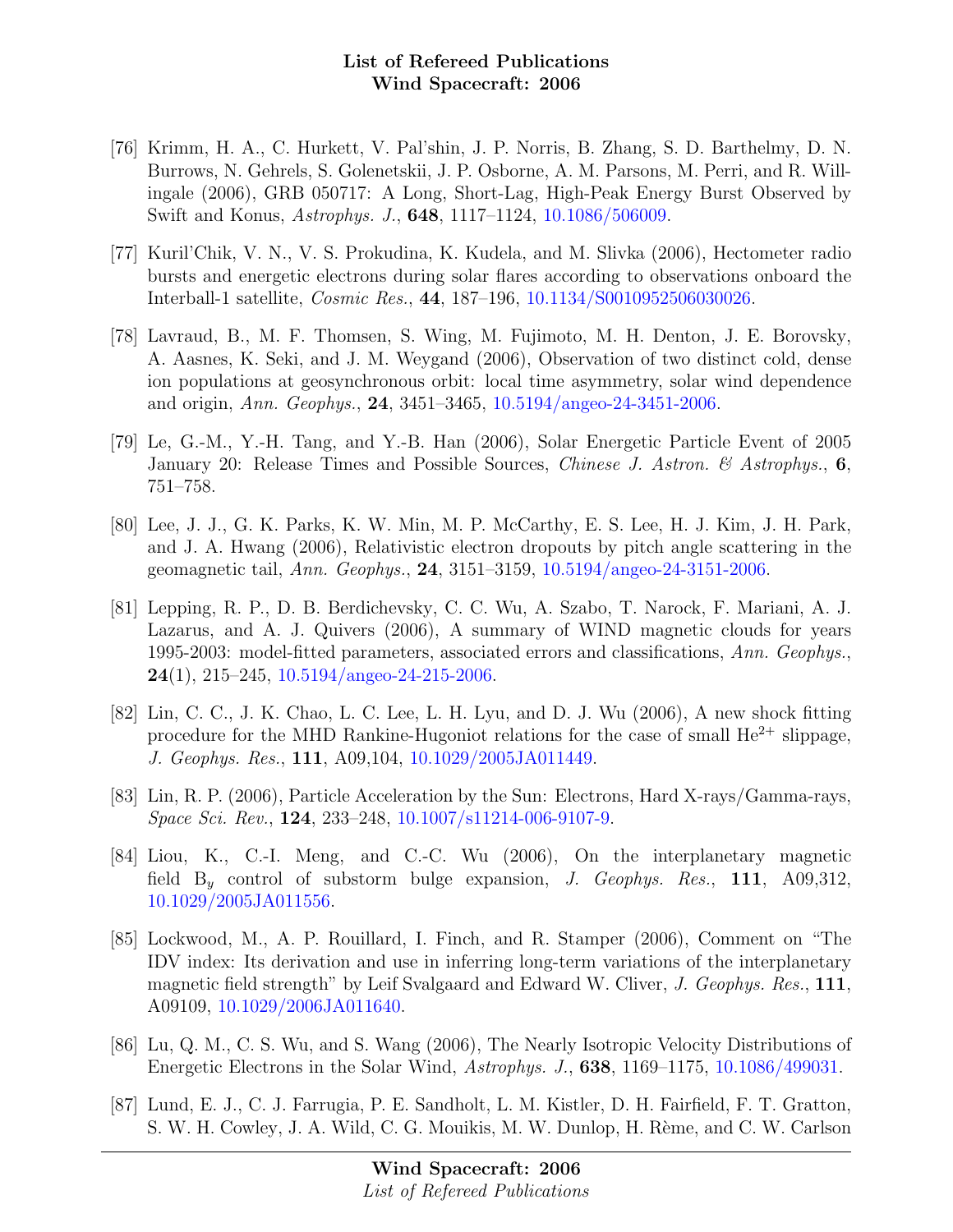- [76] Krimm, H. A., C. Hurkett, V. Pal'shin, J. P. Norris, B. Zhang, S. D. Barthelmy, D. N. Burrows, N. Gehrels, S. Golenetskii, J. P. Osborne, A. M. Parsons, M. Perri, and R. Willingale (2006), GRB 050717: A Long, Short-Lag, High-Peak Energy Burst Observed by Swift and Konus, *Astrophys. J.*, **648**, 1117–1124, 10.1086/506009.
- [77] Kuril'Chik, V. N., V. S. Prokudina, K. Kudela, and M. Slivka (2006), Hectometer radio bursts and energetic electrons during solar flares according to observations onboard the Interball-1 satellite, *Cosmic Res.*, **44**, 187–196, 10.1134/S0010952506030026.
- [78] Lavraud, B., M. F. Thomsen, S. Wing, M. Fujimoto, M. H. Denton, J. E. Borovsky, A. Aasnes, K. Seki, and J. M. Weygand (2006), Observation of two distinct cold, dense ion populations at geosynchronous orbit: local time asymmetry, solar wind dependence and origin, *Ann. Geophys.*, **24**, 3451–3465, 10.5194/angeo-24-3451-2006.
- [79] Le, G.-M., Y.-H. Tang, and Y.-B. Han (2006), Solar Energetic Particle Event of 2005 January 20: Release Times and Possible Sources, *Chinese J. Astron. & Astrophys.*, **6**, 751–758.
- [80] Lee, J. J., G. K. Parks, K. W. Min, M. P. McCarthy, E. S. Lee, H. J. Kim, J. H. Park, and J. A. Hwang (2006), Relativistic electron dropouts by pitch angle scattering in the geomagnetic tail, *Ann. Geophys.*, **24**, 3151–3159, 10.5194/angeo-24-3151-2006.
- [81] Lepping, R. P., D. B. Berdichevsky, C. C. Wu, A. Szabo, T. Narock, F. Mariani, A. J. Lazarus, and A. J. Quivers (2006), A summary of WIND magnetic clouds for years 1995-2003: model-fitted parameters, associated errors and classifications, *Ann. Geophys.*, **24**(1), 215–245, 10.5194/angeo-24-215-2006.
- [82] Lin, C. C., J. K. Chao, L. C. Lee, L. H. Lyu, and D. J. Wu (2006), A new shock fitting procedure for the MHD Rankine-Hugoniot relations for the case of small $He^{2+}$ slippage, *J. Geophys. Res.*, **111**, A09,104, 10.1029/2005JA011449.
- [83] Lin, R. P. (2006), Particle Acceleration by the Sun: Electrons, Hard X-rays/Gamma-rays, *Space Sci. Rev.*, **124**, 233–248, 10.1007/s11214-006-9107-9.
- [84] Liou, K., C.-I. Meng, and C.-C. Wu (2006), On the interplanetary magnetic field $B_y$ control of substorm bulge expansion, *J. Geophys. Res.*, **111**, A09,312, 10.1029/2005JA011556.
- [85] Lockwood, M., A. P. Rouillard, I. Finch, and R. Stamper (2006), Comment on "The IDV index: Its derivation and use in inferring long-term variations of the interplanetary magnetic field strength" by Leif Svalgaard and Edward W. Cliver, *J. Geophys. Res.*, **111**, A09109, 10.1029/2006JA011640.
- [86] Lu, Q. M., C. S. Wu, and S. Wang (2006), The Nearly Isotropic Velocity Distributions of Energetic Electrons in the Solar Wind, *Astrophys. J.*, **638**, 1169–1175, 10.1086/499031.
- [87] Lund, E. J., C. J. Farrugia, P. E. Sandholt, L. M. Kistler, D. H. Fairfield, F. T. Gratton, S. W. H. Cowley, J. A. Wild, C. G. Mouikis, M. W. Dunlop, H. Rème, and C. W. Carlson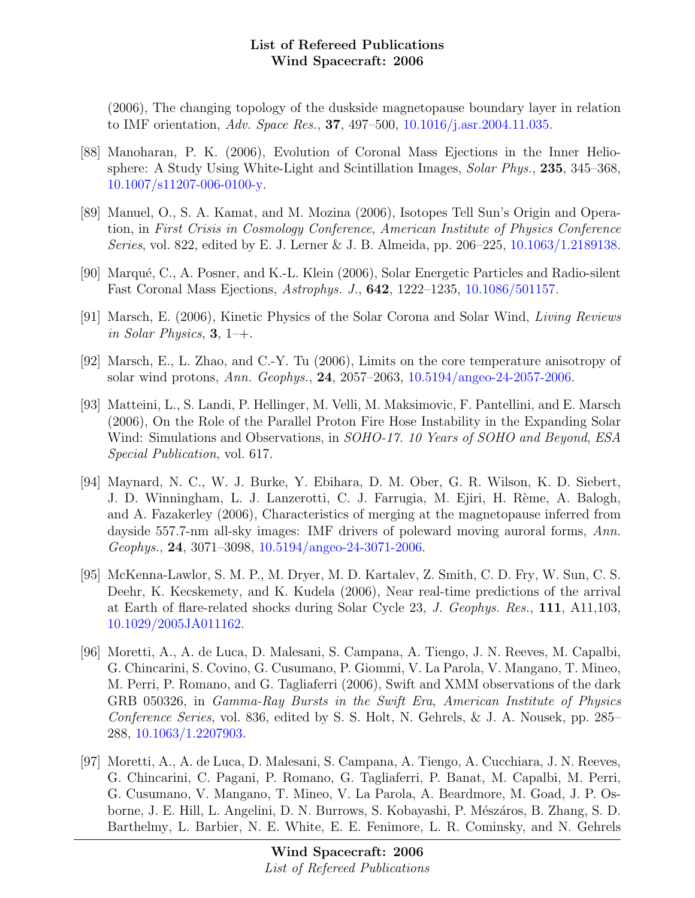(2006), The changing topology of the duskside magnetopause boundary layer in relation to IMF orientation, *Adv. Space Res.*, **37**, 497–500, 10.1016/j.asr.2004.11.035.

[88] Manoharan, P. K. (2006), Evolution of Coronal Mass Ejections in the Inner Heliosphere: A Study Using White-Light and Scintillation Images, *Solar Phys.*, **235**, 345–368, 10.1007/s11207-006-0100-y.

[89] Manuel, O., S. A. Kamat, and M. Mozina (2006), Isotopes Tell Sun's Origin and Operation, in *First Crisis in Cosmology Conference*, *American Institute of Physics Conference Series*, vol. 822, edited by E. J. Lerner & J. B. Almeida, pp. 206–225, 10.1063/1.2189138.

[90] Marqué, C., A. Posner, and K.-L. Klein (2006), Solar Energetic Particles and Radio-silent Fast Coronal Mass Ejections, *Astrophys. J.*, **642**, 1222–1235, 10.1086/501157.

[91] Marsch, E. (2006), Kinetic Physics of the Solar Corona and Solar Wind, *Living Reviews in Solar Physics*, **3**, 1–+.

[92] Marsch, E., L. Zhao, and C.-Y. Tu (2006), Limits on the core temperature anisotropy of solar wind protons, *Ann. Geophys.*, **24**, 2057–2063, 10.5194/angeo-24-2057-2006.

[93] Matteini, L., S. Landi, P. Hellinger, M. Velli, M. Maksimovic, F. Pantellini, and E. Marsch (2006), On the Role of the Parallel Proton Fire Hose Instability in the Expanding Solar Wind: Simulations and Observations, in *SOHO-17. 10 Years of SOHO and Beyond*, *ESA Special Publication*, vol. 617.

[94] Maynard, N. C., W. J. Burke, Y. Ebihara, D. M. Ober, G. R. Wilson, K. D. Siebert, J. D. Winningham, L. J. Lanzerotti, C. J. Farrugia, M. Ejiri, H. Rème, A. Balogh, and A. Fazakerley (2006), Characteristics of merging at the magnetopause inferred from dayside 557.7-nm all-sky images: IMF drivers of poleward moving auroral forms, *Ann. Geophys.*, **24**, 3071–3098, 10.5194/angeo-24-3071-2006.

[95] McKenna-Lawlor, S. M. P., M. Dryer, M. D. Kartalev, Z. Smith, C. D. Fry, W. Sun, C. S. Deehr, K. Kecskemety, and K. Kudela (2006), Near real-time predictions of the arrival at Earth of flare-related shocks during Solar Cycle 23, *J. Geophys. Res.*, **111**, A11,103, 10.1029/2005JA011162.

[96] Moretti, A., A. de Luca, D. Malesani, S. Campana, A. Tiengo, J. N. Reeves, M. Capalbi, G. Chincarini, S. Covino, G. Cusumano, P. Giommi, V. La Parola, V. Mangano, T. Mineo, M. Perri, P. Romano, and G. Tagliaferri (2006), Swift and XMM observations of the dark GRB 050326, in *Gamma-Ray Bursts in the Swift Era*, *American Institute of Physics Conference Series*, vol. 836, edited by S. S. Holt, N. Gehrels, & J. A. Nousek, pp. 285–288, 10.1063/1.2207903.

[97] Moretti, A., A. de Luca, D. Malesani, S. Campana, A. Tiengo, A. Cucchiara, J. N. Reeves, G. Chincarini, C. Pagani, P. Romano, G. Tagliaferri, P. Banat, M. Capalbi, M. Perri, G. Cusumano, V. Mangano, T. Mineo, V. La Parola, A. Beardmore, M. Goad, J. P. Osborne, J. E. Hill, L. Angelini, D. N. Burrows, S. Kobayashi, P. Mészáros, B. Zhang, S. D. Barthelmy, L. Barbier, N. E. White, E. E. Fenimore, L. R. Cominsky, and N. Gehrels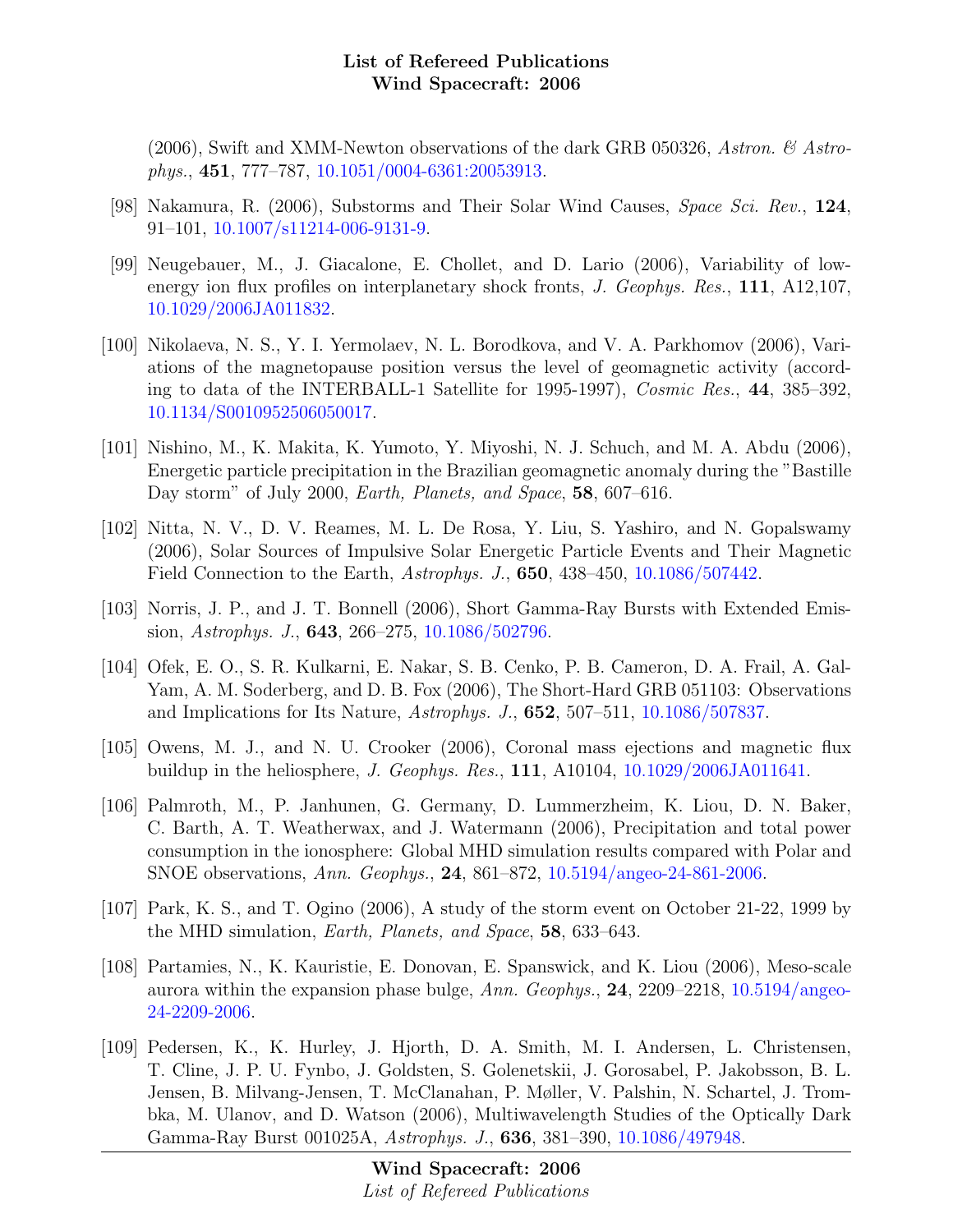(2006), Swift and XMM-Newton observations of the dark GRB 050326, *Astron. & Astrophys.*, **451**, 777–787, 10.1051/0004-6361:20053913.

[98] Nakamura, R. (2006), Substorms and Their Solar Wind Causes, *Space Sci. Rev.*, **124**, 91–101, 10.1007/s11214-006-9131-9.

[99] Neugebauer, M., J. Giacalone, E. Chollet, and D. Lario (2006), Variability of low-energy ion flux profiles on interplanetary shock fronts, *J. Geophys. Res.*, **111**, A12,107, 10.1029/2006JA011832.

[100] Nikolaeva, N. S., Y. I. Yermolaev, N. L. Borodkova, and V. A. Parkhomov (2006), Variations of the magnetopause position versus the level of geomagnetic activity (according to data of the INTERBALL-1 Satellite for 1995-1997), *Cosmic Res.*, **44**, 385–392, 10.1134/S0010952506050017.

[101] Nishino, M., K. Makita, K. Yumoto, Y. Miyoshi, N. J. Schuch, and M. A. Abdu (2006), Energetic particle precipitation in the Brazilian geomagnetic anomaly during the "Bastille Day storm" of July 2000, *Earth, Planets, and Space*, **58**, 607–616.

[102] Nitta, N. V., D. V. Reames, M. L. De Rosa, Y. Liu, S. Yashiro, and N. Gopalswamy (2006), Solar Sources of Impulsive Solar Energetic Particle Events and Their Magnetic Field Connection to the Earth, *Astrophys. J.*, **650**, 438–450, 10.1086/507442.

[103] Norris, J. P., and J. T. Bonnell (2006), Short Gamma-Ray Bursts with Extended Emission, *Astrophys. J.*, **643**, 266–275, 10.1086/502796.

[104] Ofek, E. O., S. R. Kulkarni, E. Nakar, S. B. Cenko, P. B. Cameron, D. A. Frail, A. Gal-Yam, A. M. Soderberg, and D. B. Fox (2006), The Short-Hard GRB 051103: Observations and Implications for Its Nature, *Astrophys. J.*, **652**, 507–511, 10.1086/507837.

[105] Owens, M. J., and N. U. Crooker (2006), Coronal mass ejections and magnetic flux buildup in the heliosphere, *J. Geophys. Res.*, **111**, A10104, 10.1029/2006JA011641.

[106] Palmroth, M., P. Janhunen, G. Germany, D. Lummerzheim, K. Liou, D. N. Baker, C. Barth, A. T. Weatherwax, and J. Watermann (2006), Precipitation and total power consumption in the ionosphere: Global MHD simulation results compared with Polar and SNOE observations, *Ann. Geophys.*, **24**, 861–872, 10.5194/angeo-24-861-2006.

[107] Park, K. S., and T. Ogino (2006), A study of the storm event on October 21-22, 1999 by the MHD simulation, *Earth, Planets, and Space*, **58**, 633–643.

[108] Partamies, N., K. Kauristie, E. Donovan, E. Spanswick, and K. Liou (2006), Meso-scale aurora within the expansion phase bulge, *Ann. Geophys.*, **24**, 2209–2218, 10.5194/angeo-24-2209-2006.

[109] Pedersen, K., K. Hurley, J. Hjorth, D. A. Smith, M. I. Andersen, L. Christensen, T. Cline, J. P. U. Fynbo, J. Goldsten, S. Golenetskii, J. Gorosabel, P. Jakobsson, B. L. Jensen, B. Milvang-Jensen, T. McClanahan, P. Møller, V. Palshin, N. Schartel, J. Trombka, M. Ulanov, and D. Watson (2006), Multiwavelength Studies of the Optically Dark Gamma-Ray Burst 001025A, *Astrophys. J.*, **636**, 381–390, 10.1086/497948.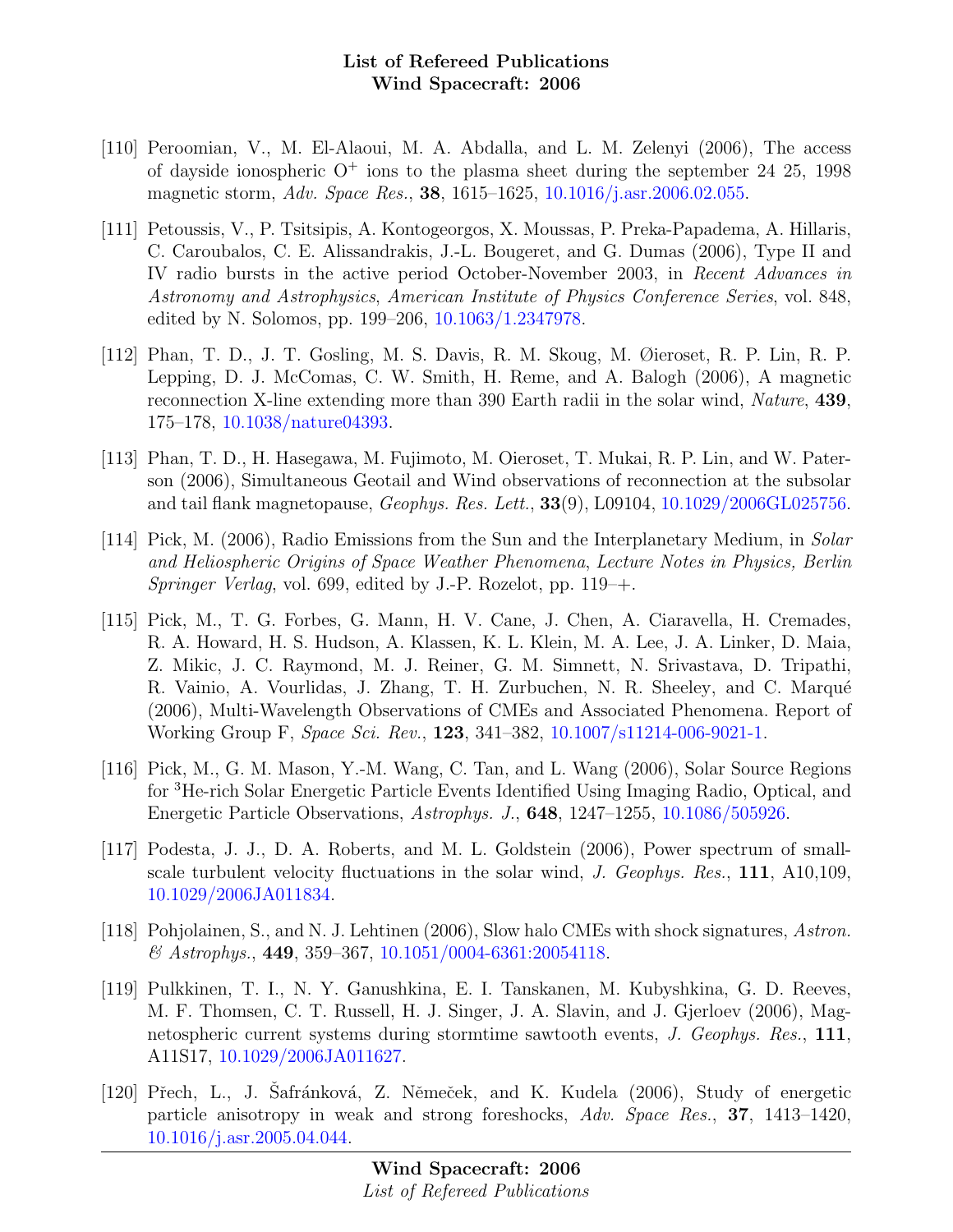[110] Peroomian, V., M. El-Alaoui, M. A. Abdalla, and L. M. Zelenyi (2006), The access of dayside ionospheric $O^+$ ions to the plasma sheet during the september 24 25, 1998 magnetic storm, *Adv. Space Res.*, **38**, 1615–1625, 10.1016/j.asr.2006.02.055.

[111] Petoussis, V., P. Tsitsipis, A. Kontogeorgos, X. Moussas, P. Preka-Papadema, A. Hillaris, C. Caroubalos, C. E. Alissandrakis, J.-L. Bougeret, and G. Dumas (2006), Type II and IV radio bursts in the active period October-November 2003, in *Recent Advances in Astronomy and Astrophysics*, *American Institute of Physics Conference Series*, vol. 848, edited by N. Solomos, pp. 199–206, 10.1063/1.2347978.

[112] Phan, T. D., J. T. Gosling, M. S. Davis, R. M. Skoug, M. Øieroset, R. P. Lin, R. P. Lepping, D. J. McComas, C. W. Smith, H. Reme, and A. Balogh (2006), A magnetic reconnection X-line extending more than 390 Earth radii in the solar wind, *Nature*, **439**, 175–178, 10.1038/nature04393.

[113] Phan, T. D., H. Hasegawa, M. Fujimoto, M. Oieroset, T. Mukai, R. P. Lin, and W. Paterson (2006), Simultaneous Geotail and Wind observations of reconnection at the subsolar and tail flank magnetopause, *Geophys. Res. Lett.*, **33**(9), L09104, 10.1029/2006GL025756.

[114] Pick, M. (2006), Radio Emissions from the Sun and the Interplanetary Medium, in *Solar and Heliospheric Origins of Space Weather Phenomena*, *Lecture Notes in Physics, Berlin Springer Verlag*, vol. 699, edited by J.-P. Rozelot, pp. 119–+.

[115] Pick, M., T. G. Forbes, G. Mann, H. V. Cane, J. Chen, A. Ciaravella, H. Cremades, R. A. Howard, H. S. Hudson, A. Klassen, K. L. Klein, M. A. Lee, J. A. Linker, D. Maia, Z. Mikic, J. C. Raymond, M. J. Reiner, G. M. Simnett, N. Srivastava, D. Tripathi, R. Vainio, A. Vourlidas, J. Zhang, T. H. Zurbuchen, N. R. Sheeley, and C. Marqué (2006), Multi-Wavelength Observations of CMEs and Associated Phenomena. Report of Working Group F, *Space Sci. Rev.*, **123**, 341–382, 10.1007/s11214-006-9021-1.

[116] Pick, M., G. M. Mason, Y.-M. Wang, C. Tan, and L. Wang (2006), Solar Source Regions for $^3$He-rich Solar Energetic Particle Events Identified Using Imaging Radio, Optical, and Energetic Particle Observations, *Astrophys. J.*, **648**, 1247–1255, 10.1086/505926.

[117] Podesta, J. J., D. A. Roberts, and M. L. Goldstein (2006), Power spectrum of small-scale turbulent velocity fluctuations in the solar wind, *J. Geophys. Res.*, **111**, A10,109, 10.1029/2006JA011834.

[118] Pohjolainen, S., and N. J. Lehtinen (2006), Slow halo CMEs with shock signatures, *Astron. & Astrophys.*, **449**, 359–367, 10.1051/0004-6361:20054118.

[119] Pulkkinen, T. I., N. Y. Ganushkina, E. I. Tanskanen, M. Kubyshkina, G. D. Reeves, M. F. Thomsen, C. T. Russell, H. J. Singer, J. A. Slavin, and J. Gjerloev (2006), Magnetospheric current systems during stormtime sawtooth events, *J. Geophys. Res.*, **111**, A11S17, 10.1029/2006JA011627.

[120] Přech, L., J. Šafránková, Z. Němeček, and K. Kudela (2006), Study of energetic particle anisotropy in weak and strong foreshocks, *Adv. Space Res.*, **37**, 1413–1420, 10.1016/j.asr.2005.04.044.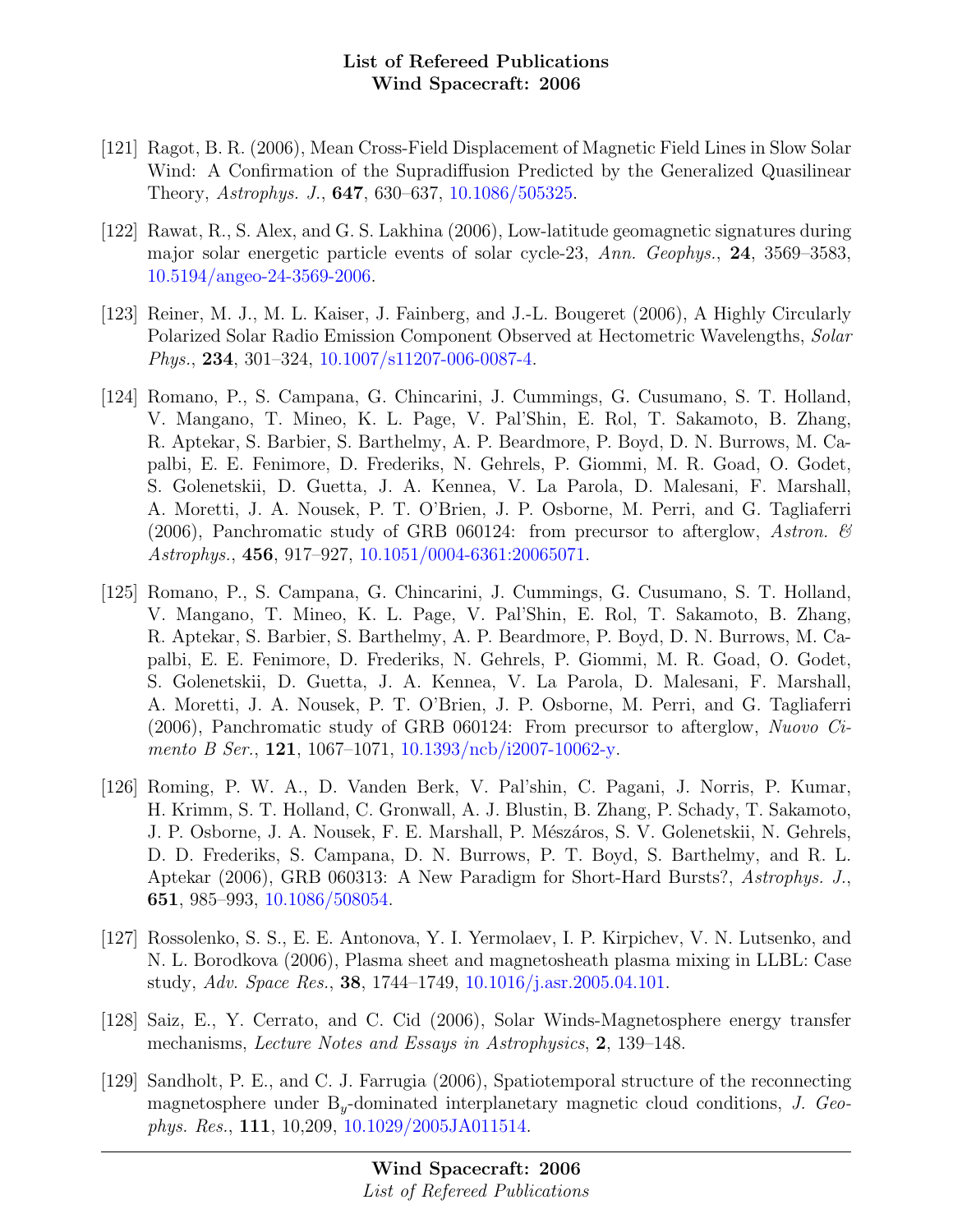[121] Ragot, B. R. (2006), Mean Cross-Field Displacement of Magnetic Field Lines in Slow Solar Wind: A Confirmation of the Supradiffusion Predicted by the Generalized Quasilinear Theory, *Astrophys. J.*, **647**, 630–637, 10.1086/505325.

[122] Rawat, R., S. Alex, and G. S. Lakhina (2006), Low-latitude geomagnetic signatures during major solar energetic particle events of solar cycle-23, *Ann. Geophys.*, **24**, 3569–3583, 10.5194/angeo-24-3569-2006.

[123] Reiner, M. J., M. L. Kaiser, J. Fainberg, and J.-L. Bougeret (2006), A Highly Circularly Polarized Solar Radio Emission Component Observed at Hectometric Wavelengths, *Solar Phys.*, **234**, 301–324, 10.1007/s11207-006-0087-4.

[124] Romano, P., S. Campana, G. Chincarini, J. Cummings, G. Cusumano, S. T. Holland, V. Mangano, T. Mineo, K. L. Page, V. Pal'Shin, E. Rol, T. Sakamoto, B. Zhang, R. Aptekar, S. Barbier, S. Barthelmy, A. P. Beardmore, P. Boyd, D. N. Burrows, M. Capalbi, E. E. Fenimore, D. Frederiks, N. Gehrels, P. Giommi, M. R. Goad, O. Godet, S. Golenetskii, D. Guetta, J. A. Kennea, V. La Parola, D. Malesani, F. Marshall, A. Moretti, J. A. Nousek, P. T. O'Brien, J. P. Osborne, M. Perri, and G. Tagliaferri (2006), Panchromatic study of GRB 060124: from precursor to afterglow, *Astron. & Astrophys.*, **456**, 917–927, 10.1051/0004-6361:20065071.

[125] Romano, P., S. Campana, G. Chincarini, J. Cummings, G. Cusumano, S. T. Holland, V. Mangano, T. Mineo, K. L. Page, V. Pal'Shin, E. Rol, T. Sakamoto, B. Zhang, R. Aptekar, S. Barbier, S. Barthelmy, A. P. Beardmore, P. Boyd, D. N. Burrows, M. Capalbi, E. E. Fenimore, D. Frederiks, N. Gehrels, P. Giommi, M. R. Goad, O. Godet, S. Golenetskii, D. Guetta, J. A. Kennea, V. La Parola, D. Malesani, F. Marshall, A. Moretti, J. A. Nousek, P. T. O'Brien, J. P. Osborne, M. Perri, and G. Tagliaferri (2006), Panchromatic study of GRB 060124: From precursor to afterglow, *Nuovo Cimento B Ser.*, **121**, 1067–1071, 10.1393/ncb/i2007-10062-y.

[126] Roming, P. W. A., D. Vanden Berk, V. Pal'shin, C. Pagani, J. Norris, P. Kumar, H. Krimm, S. T. Holland, C. Gronwall, A. J. Blustin, B. Zhang, P. Schady, T. Sakamoto, J. P. Osborne, J. A. Nousek, F. E. Marshall, P. Mészáros, S. V. Golenetskii, N. Gehrels, D. D. Frederiks, S. Campana, D. N. Burrows, P. T. Boyd, S. Barthelmy, and R. L. Aptekar (2006), GRB 060313: A New Paradigm for Short-Hard Bursts?, *Astrophys. J.*, **651**, 985–993, 10.1086/508054.

[127] Rossolenko, S. S., E. E. Antonova, Y. I. Yermolaev, I. P. Kirpichev, V. N. Lutsenko, and N. L. Borodkova (2006), Plasma sheet and magnetosheath plasma mixing in LLBL: Case study, *Adv. Space Res.*, **38**, 1744–1749, 10.1016/j.asr.2005.04.101.

[128] Saiz, E., Y. Cerrato, and C. Cid (2006), Solar Winds-Magnetosphere energy transfer mechanisms, *Lecture Notes and Essays in Astrophysics*, **2**, 139–148.

[129] Sandholt, P. E., and C. J. Farrugia (2006), Spatiotemporal structure of the reconnecting magnetosphere under $B_y$-dominated interplanetary magnetic cloud conditions, *J. Geophys. Res.*, **111**, 10,209, 10.1029/2005JA011514.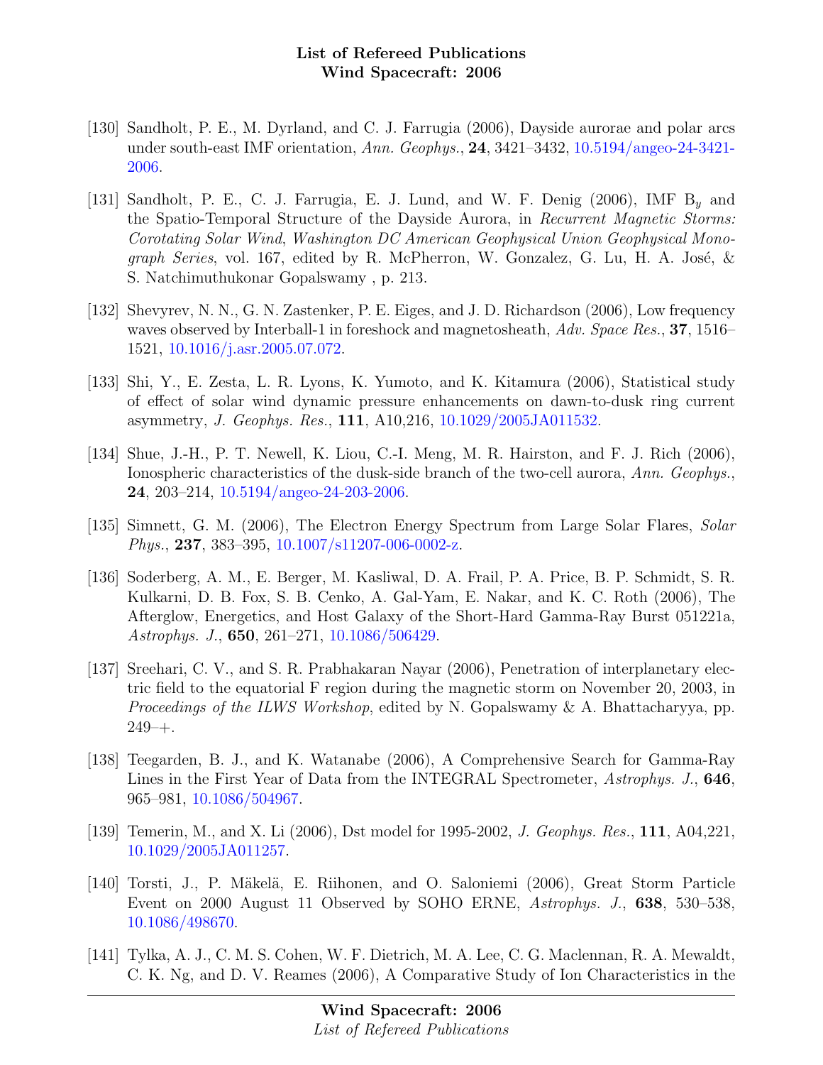[130] Sandholt, P. E., M. Dyrland, and C. J. Farrugia (2006), Dayside aurorae and polar arcs under south-east IMF orientation, *Ann. Geophys.*, **24**, 3421–3432, 10.5194/angeo-24-3421-2006.

[131] Sandholt, P. E., C. J. Farrugia, E. J. Lund, and W. F. Denig (2006), IMF $B_y$ and the Spatio-Temporal Structure of the Dayside Aurora, in *Recurrent Magnetic Storms: Corotating Solar Wind*, *Washington DC American Geophysical Union Geophysical Monograph Series*, vol. 167, edited by R. McPherron, W. Gonzalez, G. Lu, H. A. José, & S. Natchimuthukonar Gopalswamy , p. 213.

[132] Shevyrev, N. N., G. N. Zastenker, P. E. Eiges, and J. D. Richardson (2006), Low frequency waves observed by Interball-1 in foreshock and magnetosheath, *Adv. Space Res.*, **37**, 1516–1521, 10.1016/j.asr.2005.07.072.

[133] Shi, Y., E. Zesta, L. R. Lyons, K. Yumoto, and K. Kitamura (2006), Statistical study of effect of solar wind dynamic pressure enhancements on dawn-to-dusk ring current asymmetry, *J. Geophys. Res.*, **111**, A10,216, 10.1029/2005JA011532.

[134] Shue, J.-H., P. T. Newell, K. Liou, C.-I. Meng, M. R. Hairston, and F. J. Rich (2006), Ionospheric characteristics of the dusk-side branch of the two-cell aurora, *Ann. Geophys.*, **24**, 203–214, 10.5194/angeo-24-203-2006.

[135] Simnett, G. M. (2006), The Electron Energy Spectrum from Large Solar Flares, *Solar Phys.*, **237**, 383–395, 10.1007/s11207-006-0002-z.

[136] Soderberg, A. M., E. Berger, M. Kasliwal, D. A. Frail, P. A. Price, B. P. Schmidt, S. R. Kulkarni, D. B. Fox, S. B. Cenko, A. Gal-Yam, E. Nakar, and K. C. Roth (2006), The Afterglow, Energetics, and Host Galaxy of the Short-Hard Gamma-Ray Burst 051221a, *Astrophys. J.*, **650**, 261–271, 10.1086/506429.

[137] Sreehari, C. V., and S. R. Prabhakaran Nayar (2006), Penetration of interplanetary electric field to the equatorial F region during the magnetic storm on November 20, 2003, in *Proceedings of the ILWS Workshop*, edited by N. Gopalswamy & A. Bhattacharyya, pp. 249–+.

[138] Teegarden, B. J., and K. Watanabe (2006), A Comprehensive Search for Gamma-Ray Lines in the First Year of Data from the INTEGRAL Spectrometer, *Astrophys. J.*, **646**, 965–981, 10.1086/504967.

[139] Temerin, M., and X. Li (2006), Dst model for 1995-2002, *J. Geophys. Res.*, **111**, A04,221, 10.1029/2005JA011257.

[140] Torsti, J., P. Mäkelä, E. Riihonen, and O. Saloniemi (2006), Great Storm Particle Event on 2000 August 11 Observed by SOHO ERNE, *Astrophys. J.*, **638**, 530–538, 10.1086/498670.

[141] Tylka, A. J., C. M. S. Cohen, W. F. Dietrich, M. A. Lee, C. G. Maclennan, R. A. Mewaldt, C. K. Ng, and D. V. Reames (2006), A Comparative Study of Ion Characteristics in the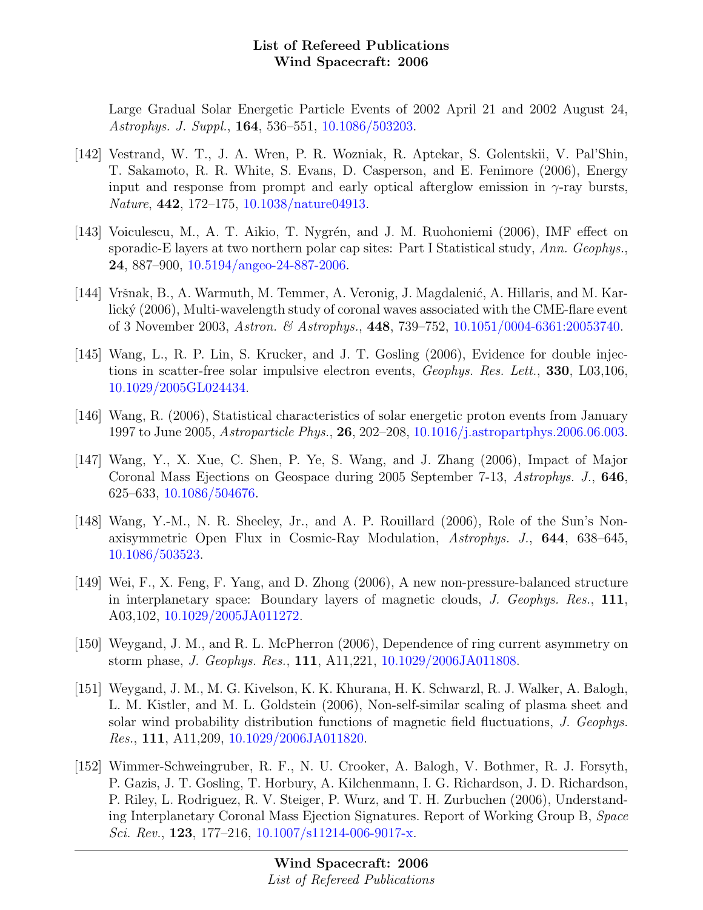Large Gradual Solar Energetic Particle Events of 2002 April 21 and 2002 August 24, *Astrophys. J. Suppl.*, **164**, 536–551, 10.1086/503203.

[142] Vestrand, W. T., J. A. Wren, P. R. Wozniak, R. Aptekar, S. Golentskii, V. Pal'Shin, T. Sakamoto, R. R. White, S. Evans, D. Casperson, and E. Fenimore (2006), Energy input and response from prompt and early optical afterglow emission in $\gamma$-ray bursts, *Nature*, **442**, 172–175, 10.1038/nature04913.

[143] Voiculescu, M., A. T. Aikio, T. Nygrén, and J. M. Ruohoniemi (2006), IMF effect on sporadic-E layers at two northern polar cap sites: Part I Statistical study, *Ann. Geophys.*, **24**, 887–900, 10.5194/angeo-24-887-2006.

[144] Vršnak, B., A. Warmuth, M. Temmer, A. Veronig, J. Magdalenić, A. Hillaris, and M. Karlický (2006), Multi-wavelength study of coronal waves associated with the CME-flare event of 3 November 2003, *Astron. & Astrophys.*, **448**, 739–752, 10.1051/0004-6361:20053740.

[145] Wang, L., R. P. Lin, S. Krucker, and J. T. Gosling (2006), Evidence for double injections in scatter-free solar impulsive electron events, *Geophys. Res. Lett.*, **330**, L03,106, 10.1029/2005GL024434.

[146] Wang, R. (2006), Statistical characteristics of solar energetic proton events from January 1997 to June 2005, *Astroparticle Phys.*, **26**, 202–208, 10.1016/j.astropartphys.2006.06.003.

[147] Wang, Y., X. Xue, C. Shen, P. Ye, S. Wang, and J. Zhang (2006), Impact of Major Coronal Mass Ejections on Geospace during 2005 September 7-13, *Astrophys. J.*, **646**, 625–633, 10.1086/504676.

[148] Wang, Y.-M., N. R. Sheeley, Jr., and A. P. Rouillard (2006), Role of the Sun's Non-axisymmetric Open Flux in Cosmic-Ray Modulation, *Astrophys. J.*, **644**, 638–645, 10.1086/503523.

[149] Wei, F., X. Feng, F. Yang, and D. Zhong (2006), A new non-pressure-balanced structure in interplanetary space: Boundary layers of magnetic clouds, *J. Geophys. Res.*, **111**, A03,102, 10.1029/2005JA011272.

[150] Weygand, J. M., and R. L. McPherron (2006), Dependence of ring current asymmetry on storm phase, *J. Geophys. Res.*, **111**, A11,221, 10.1029/2006JA011808.

[151] Weygand, J. M., M. G. Kivelson, K. K. Khurana, H. K. Schwarzl, R. J. Walker, A. Balogh, L. M. Kistler, and M. L. Goldstein (2006), Non-self-similar scaling of plasma sheet and solar wind probability distribution functions of magnetic field fluctuations, *J. Geophys. Res.*, **111**, A11,209, 10.1029/2006JA011820.

[152] Wimmer-Schweingruber, R. F., N. U. Crooker, A. Balogh, V. Bothmer, R. J. Forsyth, P. Gazis, J. T. Gosling, T. Horbury, A. Kilchenmann, I. G. Richardson, J. D. Richardson, P. Riley, L. Rodriguez, R. V. Steiger, P. Wurz, and T. H. Zurbuchen (2006), Understanding Interplanetary Coronal Mass Ejection Signatures. Report of Working Group B, *Space Sci. Rev.*, **123**, 177–216, 10.1007/s11214-006-9017-x.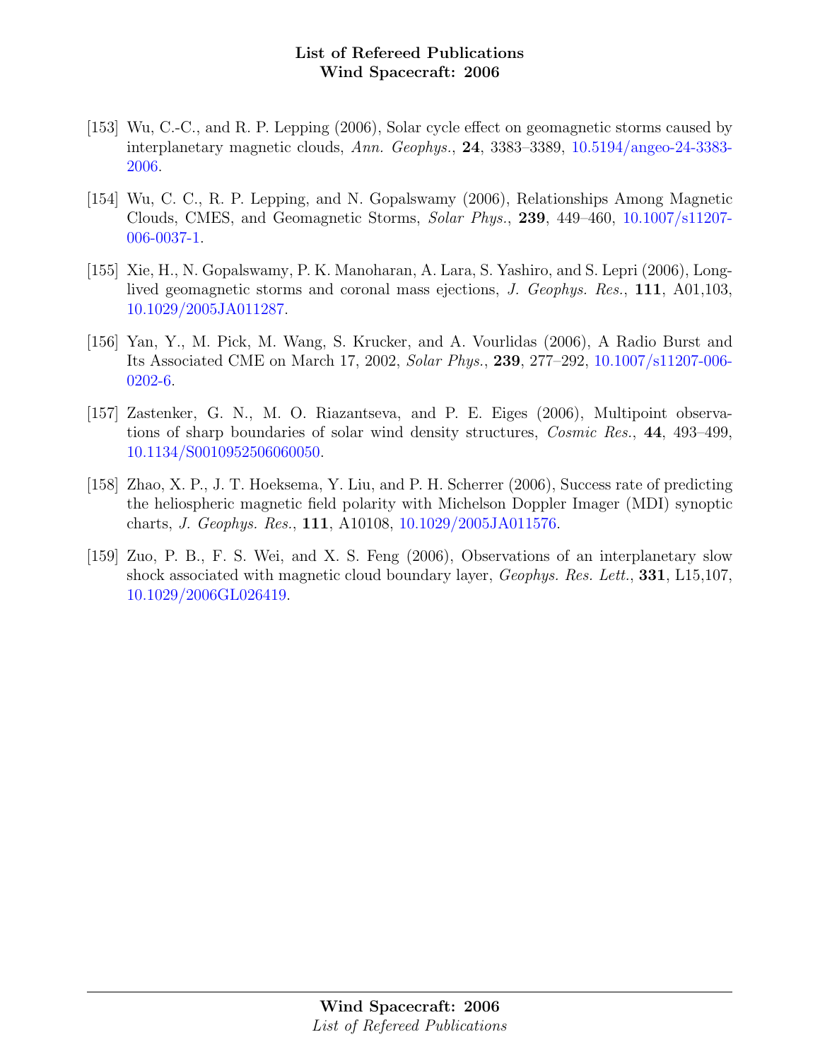[153] Wu, C.-C., and R. P. Lepping (2006), Solar cycle effect on geomagnetic storms caused by interplanetary magnetic clouds, *Ann. Geophys.*, **24**, 3383–3389, 10.5194/angeo-24-3383-2006.

[154] Wu, C. C., R. P. Lepping, and N. Gopalswamy (2006), Relationships Among Magnetic Clouds, CMES, and Geomagnetic Storms, *Solar Phys.*, **239**, 449–460, 10.1007/s11207-006-0037-1.

[155] Xie, H., N. Gopalswamy, P. K. Manoharan, A. Lara, S. Yashiro, and S. Lepri (2006), Long-lived geomagnetic storms and coronal mass ejections, *J. Geophys. Res.*, **111**, A01,103, 10.1029/2005JA011287.

[156] Yan, Y., M. Pick, M. Wang, S. Krucker, and A. Vourlidas (2006), A Radio Burst and Its Associated CME on March 17, 2002, *Solar Phys.*, **239**, 277–292, 10.1007/s11207-006-0202-6.

[157] Zastenker, G. N., M. O. Riazantseva, and P. E. Eiges (2006), Multipoint observations of sharp boundaries of solar wind density structures, *Cosmic Res.*, **44**, 493–499, 10.1134/S0010952506060050.

[158] Zhao, X. P., J. T. Hoeksema, Y. Liu, and P. H. Scherrer (2006), Success rate of predicting the heliospheric magnetic field polarity with Michelson Doppler Imager (MDI) synoptic charts, *J. Geophys. Res.*, **111**, A10108, 10.1029/2005JA011576.

[159] Zuo, P. B., F. S. Wei, and X. S. Feng (2006), Observations of an interplanetary slow shock associated with magnetic cloud boundary layer, *Geophys. Res. Lett.*, **331**, L15,107, 10.1029/2006GL026419.